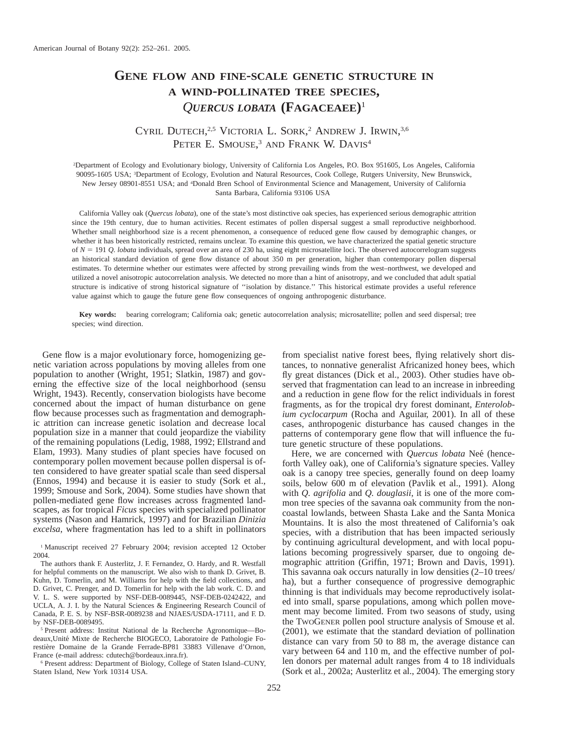# Gene flow and fine-scale genetic structure in a wind-pollinated tree species, *Quercus lobata* (Fagaceaee)[1]

Cyril Dutech,[2,5] Victoria L. Sork,[2] Andrew J. Irwin,[3,6] Peter E. Smouse,[3] and Frank W. Davis[4]

[2]Department of Ecology and Evolutionary biology, University of California Los Angeles, P.O. Box 951605, Los Angeles, California 90095-1605 USA; [3]Department of Ecology, Evolution and Natural Resources, Cook College, Rutgers University, New Brunswick, New Jersey 08901-8551 USA; and [4]Donald Bren School of Environmental Science and Management, University of California Santa Barbara, California 93106 USA

California Valley oak (*Quercus lobata*), one of the state's most distinctive oak species, has experienced serious demographic attrition since the 19th century, due to human activities. Recent estimates of pollen dispersal suggest a small reproductive neighborhood. Whether small neighborhood size is a recent phenomenon, a consequence of reduced gene flow caused by demographic changes, or whether it has been historically restricted, remains unclear. To examine this question, we have characterized the spatial genetic structure of $N = 191$ *Q. lobata* individuals, spread over an area of 230 ha, using eight microsatellite loci. The observed autocorrelogram suggests an historical standard deviation of gene flow distance of about 350 m per generation, higher than contemporary pollen dispersal estimates. To determine whether our estimates were affected by strong prevailing winds from the west–northwest, we developed and utilized a novel anisotropic autocorrelation analysis. We detected no more than a hint of anisotropy, and we concluded that adult spatial structure is indicative of strong historical signature of ''isolation by distance.'' This historical estimate provides a useful reference value against which to gauge the future gene flow consequences of ongoing anthropogenic disturbance.

**Key words:** bearing correlogram; California oak; genetic autocorrelation analysis; microsatellite; pollen and seed dispersal; tree species; wind direction.

Gene flow is a major evolutionary force, homogenizing genetic variation across populations by moving alleles from one population to another (Wright, 1951; Slatkin, 1987) and governing the effective size of the local neighborhood (sensu Wright, 1943). Recently, conservation biologists have become concerned about the impact of human disturbance on gene flow because processes such as fragmentation and demographic attrition can increase genetic isolation and decrease local population size in a manner that could jeopardize the viability of the remaining populations (Ledig, 1988, 1992; Ellstrand and Elam, 1993). Many studies of plant species have focused on contemporary pollen movement because pollen dispersal is often considered to have greater spatial scale than seed dispersal (Ennos, 1994) and because it is easier to study (Sork et al., 1999; Smouse and Sork, 2004). Some studies have shown that pollen-mediated gene flow increases across fragmented landscapes, as for tropical *Ficus* species with specialized pollinator systems (Nason and Hamrick, 1997) and for Brazilian *Dinizia excelsa*, where fragmentation has led to a shift in pollinators from specialist native forest bees, flying relatively short distances, to nonnative generalist Africanized honey bees, which fly great distances (Dick et al., 2003). Other studies have observed that fragmentation can lead to an increase in inbreeding and a reduction in gene flow for the relict individuals in forest fragments, as for the tropical dry forest dominant, *Enterolobium cyclocarpum* (Rocha and Aguilar, 2001). In all of these cases, anthropogenic disturbance has caused changes in the patterns of contemporary gene flow that will influence the future genetic structure of these populations.

Here, we are concerned with *Quercus lobata* Neé (henceforth Valley oak), one of California's signature species. Valley oak is a canopy tree species, generally found on deep loamy soils, below 600 m of elevation (Pavlik et al., 1991). Along with *Q. agrifolia* and *Q. douglasii*, it is one of the more common tree species of the savanna oak community from the noncoastal lowlands, between Shasta Lake and the Santa Monica Mountains. It is also the most threatened of California's oak species, with a distribution that has been impacted seriously by continuing agricultural development, and with local populations becoming progressively sparser, due to ongoing demographic attrition (Griffin, 1971; Brown and Davis, 1991). This savanna oak occurs naturally in low densities (2–10 trees/ha), but a further consequence of progressive demographic thinning is that individuals may become reproductively isolated into small, sparse populations, among which pollen movement may become limited. From two seasons of study, using the TwoGener pollen pool structure analysis of Smouse et al. (2001), we estimate that the standard deviation of pollination distance can vary from 50 to 88 m, the average distance can vary between 64 and 110 m, and the effective number of pollen donors per maternal adult ranges from 4 to 18 individuals (Sork et al., 2002a; Austerlitz et al., 2004). The emerging story

[1] Manuscript received 27 February 2004; revision accepted 12 October 2004.

The authors thank F. Austerlitz, J. F. Fernandez, O. Hardy, and R. Westfall for helpful comments on the manuscript. We also wish to thank D. Grivet, B. Kuhn, D. Tomerlin, and M. Williams for help with the field collections, and D. Grivet, C. Prenger, and D. Tomerlin for help with the lab work. C. D. and V. L. S. were supported by NSF-DEB-0089445, NSF-DEB-0242422, and UCLA, A. J. I. by the Natural Sciences & Engineering Research Council of Canada, P. E. S. by NSF-BSR-0089238 and NJAES/USDA-17111, and F. D. by NSF-DEB-0089495.

[5] Present address: Institut National de la Recherche Agronomique—Bodeaux,Unité Mixte de Recherche BIOGECO, Laboratoire de Pathologie Forestière Domaine de la Grande Ferrade-BP81 33883 Villenave d'Ornon, France (e-mail address: cdutech@bordeaux.inra.fr).

[6] Present address: Department of Biology, College of Staten Island–CUNY, Staten Island, New York 10314 USA.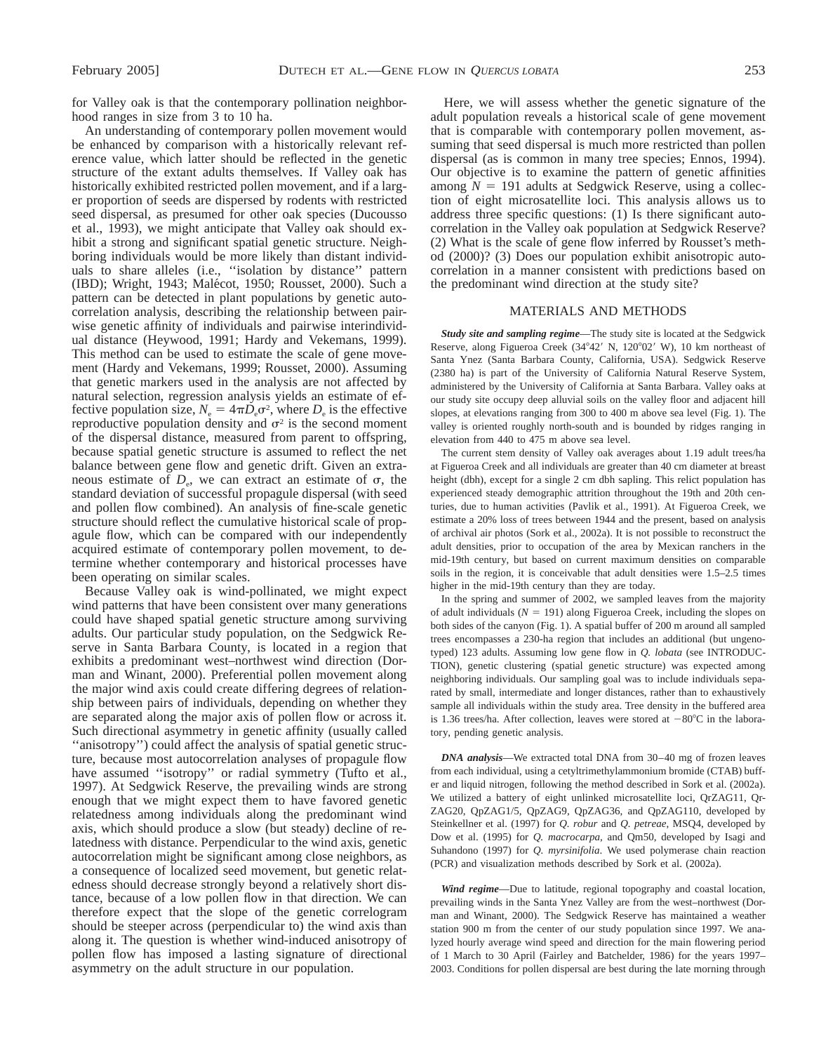for Valley oak is that the contemporary pollination neighborhood ranges in size from 3 to 10 ha.

An understanding of contemporary pollen movement would be enhanced by comparison with a historically relevant reference value, which latter should be reflected in the genetic structure of the extant adults themselves. If Valley oak has historically exhibited restricted pollen movement, and if a larger proportion of seeds are dispersed by rodents with restricted seed dispersal, as presumed for other oak species (Ducousso et al., 1993), we might anticipate that Valley oak should exhibit a strong and significant spatial genetic structure. Neighboring individuals would be more likely than distant individuals to share alleles (i.e., ''isolation by distance'' pattern (IBD); Wright, 1943; Malécot, 1950; Rousset, 2000). Such a pattern can be detected in plant populations by genetic autocorrelation analysis, describing the relationship between pairwise genetic affinity of individuals and pairwise interindividual distance (Heywood, 1991; Hardy and Vekemans, 1999). This method can be used to estimate the scale of gene movement (Hardy and Vekemans, 1999; Rousset, 2000). Assuming that genetic markers used in the analysis are not affected by natural selection, regression analysis yields an estimate of effective population size, $N_e = 4\pi D_e \sigma^2$, where $D_e$ is the effective reproductive population density and $\sigma^2$ is the second moment of the dispersal distance, measured from parent to offspring, because spatial genetic structure is assumed to reflect the net balance between gene flow and genetic drift. Given an extraneous estimate of $D_e$, we can extract an estimate of $\sigma$, the standard deviation of successful propagule dispersal (with seed and pollen flow combined). An analysis of fine-scale genetic structure should reflect the cumulative historical scale of propagule flow, which can be compared with our independently acquired estimate of contemporary pollen movement, to determine whether contemporary and historical processes have been operating on similar scales.

Because Valley oak is wind-pollinated, we might expect wind patterns that have been consistent over many generations could have shaped spatial genetic structure among surviving adults. Our particular study population, on the Sedgwick Reserve in Santa Barbara County, is located in a region that exhibits a predominant west–northwest wind direction (Dorman and Winant, 2000). Preferential pollen movement along the major wind axis could create differing degrees of relationship between pairs of individuals, depending on whether they are separated along the major axis of pollen flow or across it. Such directional asymmetry in genetic affinity (usually called ''anisotropy'') could affect the analysis of spatial genetic structure, because most autocorrelation analyses of propagule flow have assumed ''isotropy'' or radial symmetry (Tufto et al., 1997). At Sedgwick Reserve, the prevailing winds are strong enough that we might expect them to have favored genetic relatedness among individuals along the predominant wind axis, which should produce a slow (but steady) decline of relatedness with distance. Perpendicular to the wind axis, genetic autocorrelation might be significant among close neighbors, as a consequence of localized seed movement, but genetic relatedness should decrease strongly beyond a relatively short distance, because of a low pollen flow in that direction. We can therefore expect that the slope of the genetic correlogram should be steeper across (perpendicular to) the wind axis than along it. The question is whether wind-induced anisotropy of pollen flow has imposed a lasting signature of directional asymmetry on the adult structure in our population.

Here, we will assess whether the genetic signature of the adult population reveals a historical scale of gene movement that is comparable with contemporary pollen movement, assuming that seed dispersal is much more restricted than pollen dispersal (as is common in many tree species; Ennos, 1994). Our objective is to examine the pattern of genetic affinities among $N = 191$ adults at Sedgwick Reserve, using a collection of eight microsatellite loci. This analysis allows us to address three specific questions: (1) Is there significant autocorrelation in the Valley oak population at Sedgwick Reserve? (2) What is the scale of gene flow inferred by Rousset's method (2000)? (3) Does our population exhibit anisotropic autocorrelation in a manner consistent with predictions based on the predominant wind direction at the study site?

## MATERIALS AND METHODS

***Study site and sampling regime***—The study site is located at the Sedgwick Reserve, along Figueroa Creek (34°42′ N, 120°02′ W), 10 km northeast of Santa Ynez (Santa Barbara County, California, USA). Sedgwick Reserve (2380 ha) is part of the University of California Natural Reserve System, administered by the University of California at Santa Barbara. Valley oaks at our study site occupy deep alluvial soils on the valley floor and adjacent hill slopes, at elevations ranging from 300 to 400 m above sea level (Fig. 1). The valley is oriented roughly north-south and is bounded by ridges ranging in elevation from 440 to 475 m above sea level.

The current stem density of Valley oak averages about 1.19 adult trees/ha at Figueroa Creek and all individuals are greater than 40 cm diameter at breast height (dbh), except for a single 2 cm dbh sapling. This relict population has experienced steady demographic attrition throughout the 19th and 20th centuries, due to human activities (Pavlik et al., 1991). At Figueroa Creek, we estimate a 20% loss of trees between 1944 and the present, based on analysis of archival air photos (Sork et al., 2002a). It is not possible to reconstruct the adult densities, prior to occupation of the area by Mexican ranchers in the mid-19th century, but based on current maximum densities on comparable soils in the region, it is conceivable that adult densities were 1.5–2.5 times higher in the mid-19th century than they are today.

In the spring and summer of 2002, we sampled leaves from the majority of adult individuals ($N = 191$) along Figueroa Creek, including the slopes on both sides of the canyon (Fig. 1). A spatial buffer of 200 m around all sampled trees encompasses a 230-ha region that includes an additional (but ungenotyped) 123 adults. Assuming low gene flow in *Q. lobata* (see INTRODUCTION), genetic clustering (spatial genetic structure) was expected among neighboring individuals. Our sampling goal was to include individuals separated by small, intermediate and longer distances, rather than to exhaustively sample all individuals within the study area. Tree density in the buffered area is 1.36 trees/ha. After collection, leaves were stored at −80°C in the laboratory, pending genetic analysis.

***DNA analysis***—We extracted total DNA from 30–40 mg of frozen leaves from each individual, using a cetyltrimethylammonium bromide (CTAB) buffer and liquid nitrogen, following the method described in Sork et al. (2002a). We utilized a battery of eight unlinked microsatellite loci, QrZAG11, QrZAG20, QpZAG1/5, QpZAG9, QpZAG36, and QpZAG110, developed by Steinkellner et al. (1997) for *Q. robur* and *Q. petreae*, MSQ4, developed by Dow et al. (1995) for *Q. macrocarpa*, and Qm50, developed by Isagi and Suhandono (1997) for *Q. myrsinifolia*. We used polymerase chain reaction (PCR) and visualization methods described by Sork et al. (2002a).

***Wind regime***—Due to latitude, regional topography and coastal location, prevailing winds in the Santa Ynez Valley are from the west–northwest (Dorman and Winant, 2000). The Sedgwick Reserve has maintained a weather station 900 m from the center of our study population since 1997. We analyzed hourly average wind speed and direction for the main flowering period of 1 March to 30 April (Fairley and Batchelder, 1986) for the years 1997–2003. Conditions for pollen dispersal are best during the late morning through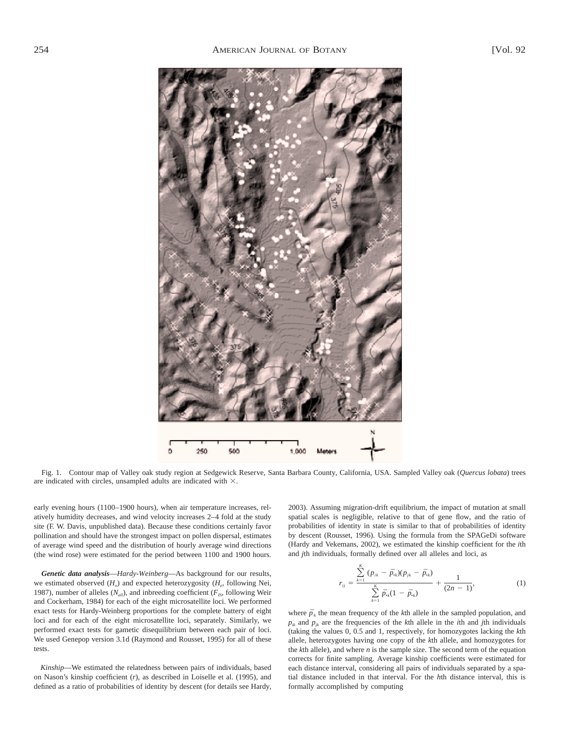Fig. 1. Contour map of Valley oak study region at Sedgewick Reserve, Santa Barbara County, California, USA. Sampled Valley oak (*Quercus lobata*) trees are indicated with circles, unsampled adults are indicated with ×.

early evening hours (1100–1900 hours), when air temperature increases, relatively humidity decreases, and wind velocity increases 2–4 fold at the study site (F. W. Davis, unpublished data). Because these conditions certainly favor pollination and should have the strongest impact on pollen dispersal, estimates of average wind speed and the distribution of hourly average wind directions (the wind rose) were estimated for the period between 1100 and 1900 hours.

***Genetic data analysis***—*Hardy-Weinberg*—As background for our results, we estimated observed ($H_o$) and expected heterozygosity ($H_e$, following Nei, 1987), number of alleles ($N_{all}$), and inbreeding coefficient ($F_{IS}$, following Weir and Cockerham, 1984) for each of the eight microsatellite loci. We performed exact tests for Hardy-Weinberg proportions for the complete battery of eight loci and for each of the eight microsatellite loci, separately. Similarly, we performed exact tests for gametic disequilibrium between each pair of loci. We used Genepop version 3.1d (Raymond and Rousset, 1995) for all of these tests.

*Kinship*—We estimated the relatedness between pairs of individuals, based on Nason's kinship coefficient ($r$), as described in Loiselle et al. (1995), and defined as a ratio of probabilities of identity by descent (for details see Hardy, 2003). Assuming migration-drift equilibrium, the impact of mutation at small spatial scales is negligible, relative to that of gene flow, and the ratio of probabilities of identity in state is similar to that of probabilities of identity by descent (Rousset, 1996). Using the formula from the SPAGeDi software (Hardy and Vekemans, 2002), we estimated the kinship coefficient for the $i$th and $j$th individuals, formally defined over all alleles and loci, as

$$r_{ij} = \frac{\sum_{k=1}^{K} (p_{ik} - \bar{p}_{\cdot k})(p_{jk} - \bar{p}_{\cdot k})}{\sum_{k=1}^{K} \bar{p}_{\cdot k}(1 - \bar{p}_{\cdot k})} + \frac{1}{(2n - 1)}, \tag{1}$$

where $\bar{p}_k$ the mean frequency of the $k$th allele in the sampled population, and $p_{ik}$ and $p_{jk}$ are the frequencies of the $k$th allele in the $i$th and $j$th individuals (taking the values 0, 0.5 and 1, respectively, for homozygotes lacking the $k$th allele, heterozygotes having one copy of the $k$th allele, and homozygotes for the $k$th allele), and where $n$ is the sample size. The second term of the equation corrects for finite sampling. Average kinship coefficients were estimated for each distance interval, considering all pairs of individuals separated by a spatial distance included in that interval. For the $h$th distance interval, this is formally accomplished by computing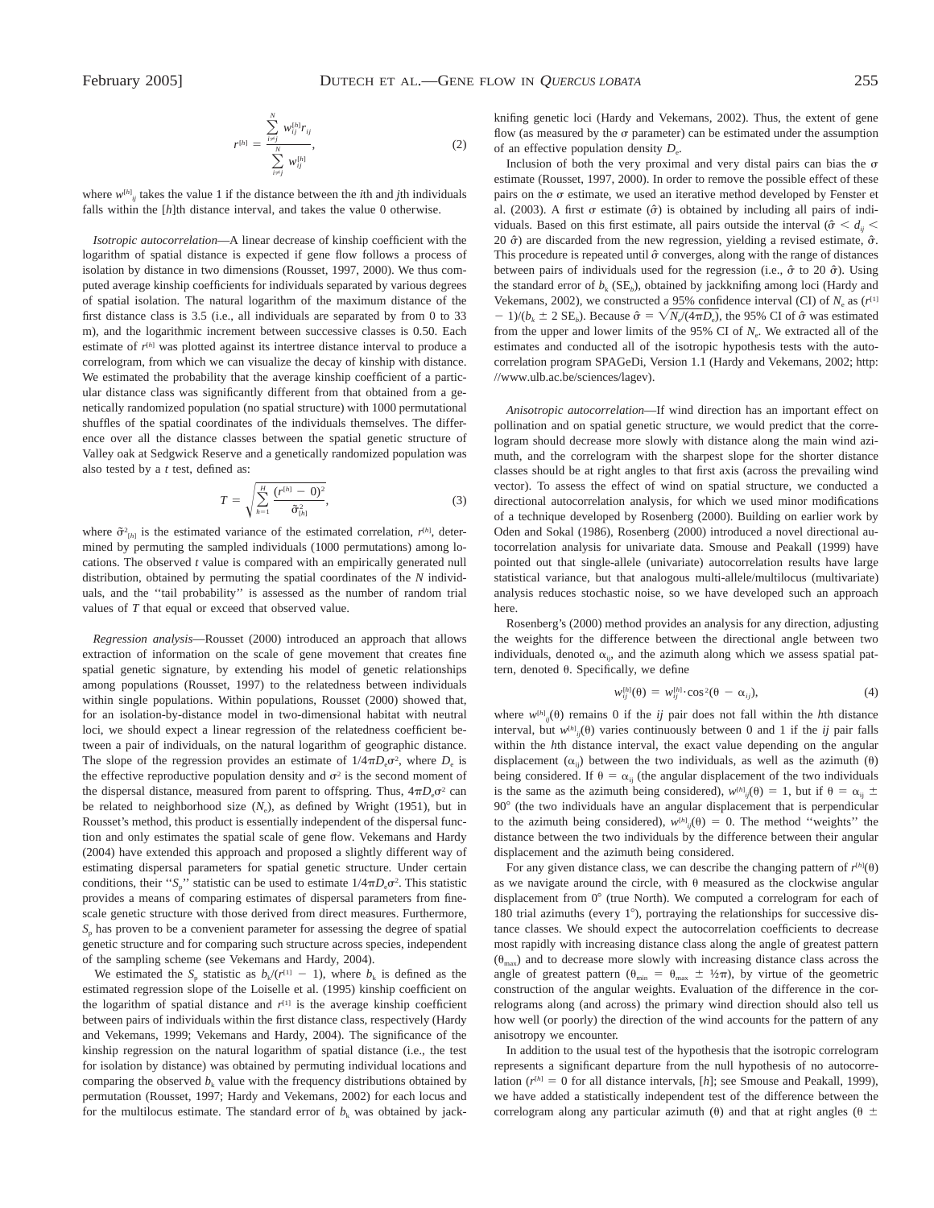$$r^{[h]} = \frac{\sum_{i \neq j}^{N} w_{ij}^{[h]} r_{ij}}{\sum_{i \neq j}^{N} w_{ij}^{[h]}}, \tag{2}$$

where $w^{[h]}_{ij}$ takes the value 1 if the distance between the $i$th and $j$th individuals falls within the $[h]$th distance interval, and takes the value 0 otherwise.

*Isotropic autocorrelation*—A linear decrease of kinship coefficient with the logarithm of spatial distance is expected if gene flow follows a process of isolation by distance in two dimensions (Rousset, 1997, 2000). We thus computed average kinship coefficients for individuals separated by various degrees of spatial isolation. The natural logarithm of the maximum distance of the first distance class is 3.5 (i.e., all individuals are separated by from 0 to 33 m), and the logarithmic increment between successive classes is 0.50. Each estimate of $r^{[h]}$ was plotted against its intertree distance interval to produce a correlogram, from which we can visualize the decay of kinship with distance. We estimated the probability that the average kinship coefficient of a particular distance class was significantly different from that obtained from a genetically randomized population (no spatial structure) with 1000 permutational shuffles of the spatial coordinates of the individuals themselves. The difference over all the distance classes between the spatial genetic structure of Valley oak at Sedgwick Reserve and a genetically randomized population was also tested by a $t$ test, defined as:

$$T = \sqrt{\sum_{h=1}^{H} \frac{(r^{[h]} - 0)^2}{\tilde{\sigma}^2_{[h]}}}, \tag{3}$$

where $\tilde{\sigma}^2_{[h]}$ is the estimated variance of the estimated correlation, $r^{[h]}$, determined by permuting the sampled individuals (1000 permutations) among locations. The observed $t$ value is compared with an empirically generated null distribution, obtained by permuting the spatial coordinates of the $N$ individuals, and the ''tail probability'' is assessed as the number of random trial values of $T$ that equal or exceed that observed value.

*Regression analysis*—Rousset (2000) introduced an approach that allows extraction of information on the scale of gene movement that creates fine spatial genetic signature, by extending his model of genetic relationships among populations (Rousset, 1997) to the relatedness between individuals within single populations. Within populations, Rousset (2000) showed that, for an isolation-by-distance model in two-dimensional habitat with neutral loci, we should expect a linear regression of the relatedness coefficient between a pair of individuals, on the natural logarithm of geographic distance. The slope of the regression provides an estimate of $1/4\pi D_e\sigma^2$, where $D_e$ is the effective reproductive population density and $\sigma^2$ is the second moment of the dispersal distance, measured from parent to offspring. Thus, $4\pi D_e\sigma^2$ can be related to neighborhood size ($N_e$), as defined by Wright (1951), but in Rousset's method, this product is essentially independent of the dispersal function and only estimates the spatial scale of gene flow. Vekemans and Hardy (2004) have extended this approach and proposed a slightly different way of estimating dispersal parameters for spatial genetic structure. Under certain conditions, their ''$S_p$'' statistic can be used to estimate $1/4\pi D_e\sigma^2$. This statistic provides a means of comparing estimates of dispersal parameters from fine-scale genetic structure with those derived from direct measures. Furthermore, $S_p$ has proven to be a convenient parameter for assessing the degree of spatial genetic structure and for comparing such structure across species, independent of the sampling scheme (see Vekemans and Hardy, 2004).

We estimated the $S_p$ statistic as $b_k/(r^{[1]} - 1)$, where $b_k$ is defined as the estimated regression slope of the Loiselle et al. (1995) kinship coefficient on the logarithm of spatial distance and $r^{[1]}$ is the average kinship coefficient between pairs of individuals within the first distance class, respectively (Hardy and Vekemans, 1999; Vekemans and Hardy, 2004). The significance of the kinship regression on the natural logarithm of spatial distance (i.e., the test for isolation by distance) was obtained by permuting individual locations and comparing the observed $b_k$ value with the frequency distributions obtained by permutation (Rousset, 1997; Hardy and Vekemans, 2002) for each locus and for the multilocus estimate. The standard error of $b_k$ was obtained by jackknifing genetic loci (Hardy and Vekemans, 2002). Thus, the extent of gene flow (as measured by the $\sigma$ parameter) can be estimated under the assumption of an effective population density $D_e$.

Inclusion of both the very proximal and very distal pairs can bias the $\sigma$ estimate (Rousset, 1997, 2000). In order to remove the possible effect of these pairs on the $\sigma$ estimate, we used an iterative method developed by Fenster et al. (2003). A first $\sigma$ estimate ($\hat{\sigma}$) is obtained by including all pairs of individuals. Based on this first estimate, all pairs outside the interval ($\hat{\sigma} < d_{ij} <$ 20 $\hat{\sigma}$) are discarded from the new regression, yielding a revised estimate, $\hat{\sigma}$. This procedure is repeated until $\hat{\sigma}$ converges, along with the range of distances between pairs of individuals used for the regression (i.e., $\hat{\sigma}$ to 20 $\hat{\sigma}$). Using the standard error of $b_k$ ($SE_b$), obtained by jackknifing among loci (Hardy and Vekemans, 2002), we constructed a 95% confidence interval (CI) of $N_e$ as $(r^{[1]} - 1)/(b_k \pm 2\ SE_b)$. Because $\hat{\sigma} = \sqrt{N_e/(4\pi D_e)}$, the 95% CI of $\hat{\sigma}$ was estimated from the upper and lower limits of the 95% CI of $N_e$. We extracted all of the estimates and conducted all of the isotropic hypothesis tests with the autocorrelation program SPAGeDi, Version 1.1 (Hardy and Vekemans, 2002; http://www.ulb.ac.be/sciences/lagev).

*Anisotropic autocorrelation*—If wind direction has an important effect on pollination and on spatial genetic structure, we would predict that the correlogram should decrease more slowly with distance along the main wind azimuth, and the correlogram with the sharpest slope for the shorter distance classes should be at right angles to that first axis (across the prevailing wind vector). To assess the effect of wind on spatial structure, we conducted a directional autocorrelation analysis, for which we used minor modifications of a technique developed by Rosenberg (2000). Building on earlier work by Oden and Sokal (1986), Rosenberg (2000) introduced a novel directional autocorrelation analysis for univariate data. Smouse and Peakall (1999) have pointed out that single-allele (univariate) autocorrelation results have large statistical variance, but that analogous multi-allele/multilocus (multivariate) analysis reduces stochastic noise, so we have developed such an approach here.

Rosenberg's (2000) method provides an analysis for any direction, adjusting the weights for the difference between the directional angle between two individuals, denoted $\alpha_{ij}$, and the azimuth along which we assess spatial pattern, denoted $\theta$. Specifically, we define

$$w_{ij}^{[h]}(\theta) = w_{ij}^{[h]} \cdot \cos^2(\theta - \alpha_{ij}), \tag{4}$$

where $w^{[h]}_{ij}(\theta)$ remains 0 if the $ij$ pair does not fall within the $h$th distance interval, but $w^{[h]}_{ij}(\theta)$ varies continuously between 0 and 1 if the $ij$ pair falls within the $h$th distance interval, the exact value depending on the angular displacement ($\alpha_{ij}$) between the two individuals, as well as the azimuth ($\theta$) being considered. If $\theta = \alpha_{ij}$ (the angular displacement of the two individuals is the same as the azimuth being considered), $w^{[h]}_{ij}(\theta) = 1$, but if $\theta = \alpha_{ij} \pm 90°$ (the two individuals have an angular displacement that is perpendicular to the azimuth being considered), $w^{[h]}_{ij}(\theta) = 0$. The method ''weights'' the distance between the two individuals by the difference between their angular displacement and the azimuth being considered.

For any given distance class, we can describe the changing pattern of $r^{[h]}(\theta)$ as we navigate around the circle, with $\theta$ measured as the clockwise angular displacement from 0° (true North). We computed a correlogram for each of 180 trial azimuths (every 1°), portraying the relationships for successive distance classes. We should expect the autocorrelation coefficients to decrease most rapidly with increasing distance class along the angle of greatest pattern ($\theta_{max}$) and to decrease more slowly with increasing distance class across the angle of greatest pattern ($\theta_{min} = \theta_{max} \pm \frac{1}{2}\pi$), by virtue of the geometric construction of the angular weights. Evaluation of the difference in the correlograms along (and across) the primary wind direction should also tell us how well (or poorly) the direction of the wind accounts for the pattern of any anisotropy we encounter.

In addition to the usual test of the hypothesis that the isotropic correlogram represents a significant departure from the null hypothesis of no autocorrelation ($r^{[h]} = 0$ for all distance intervals, $[h]$; see Smouse and Peakall, 1999), we have added a statistically independent test of the difference between the correlogram along any particular azimuth ($\theta$) and that at right angles ($\theta \pm$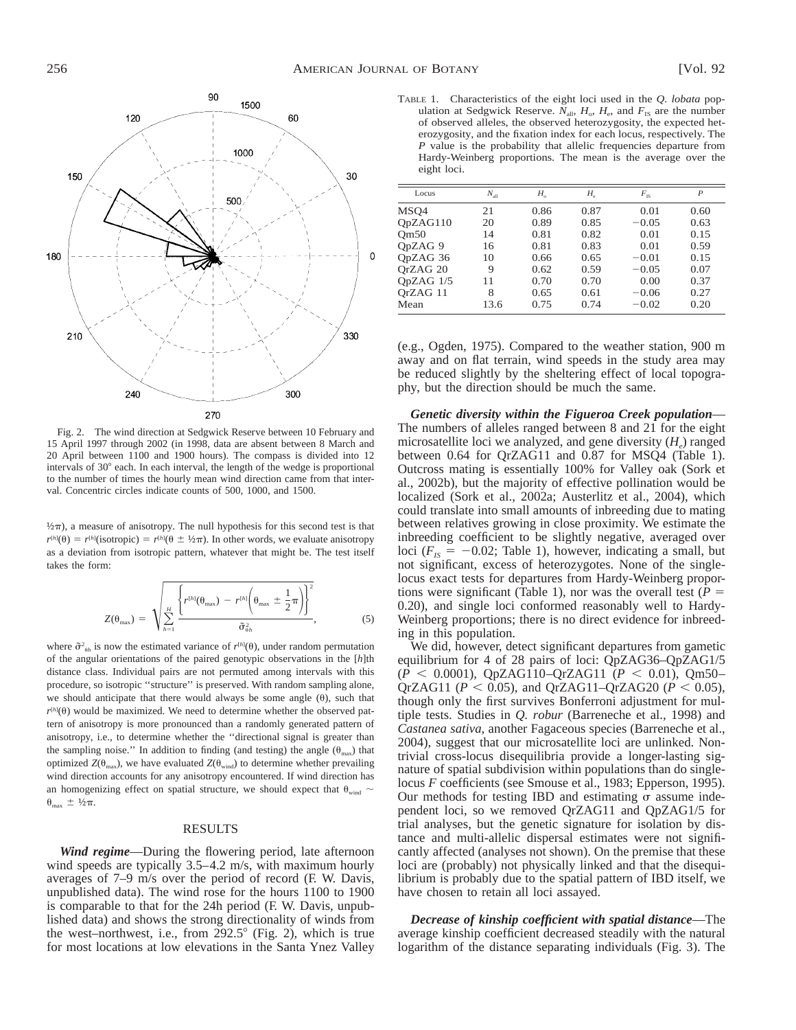Fig. 2. The wind direction at Sedgwick Reserve between 10 February and 15 April 1997 through 2002 (in 1998, data are absent between 8 March and 20 April between 1100 and 1900 hours). The compass is divided into 12 intervals of 30° each. In each interval, the length of the wedge is proportional to the number of times the hourly mean wind direction came from that interval. Concentric circles indicate counts of 500, 1000, and 1500.

½π), a measure of anisotropy. The null hypothesis for this second test is that $r^{[h]}(\theta) = r^{[h]}(\text{isotropic}) = r^{[h]}(\theta \pm \frac{1}{2}\pi)$. In other words, we evaluate anisotropy as a deviation from isotropic pattern, whatever that might be. The test itself takes the form:

$$Z(\theta_{\max}) = \sqrt{\sum_{h=1}^{H} \frac{\left\{ r^{[h]}(\theta_{\max}) - r^{[h]}\left(\theta_{\max} \pm \frac{1}{2}\pi\right) \right\}^2}{\tilde{\sigma}^2_{\theta h}}}, \qquad (5)$$

where $\tilde{\sigma}^2_{\theta h}$ is now the estimated variance of $r^{[h]}(\theta)$, under random permutation of the angular orientations of the paired genotypic observations in the $[h]$th distance class. Individual pairs are not permuted among intervals with this procedure, so isotropic ''structure'' is preserved. With random sampling alone, we should anticipate that there would always be some angle ($\theta$), such that $r^{[h]}(\theta)$ would be maximized. We need to determine whether the observed pattern of anisotropy is more pronounced than a randomly generated pattern of anisotropy, i.e., to determine whether the ''directional signal is greater than the sampling noise.'' In addition to finding (and testing) the angle ($\theta_{\max}$) that optimized $Z(\theta_{\max})$, we have evaluated $Z(\theta_{\text{wind}})$ to determine whether prevailing wind direction accounts for any anisotropy encountered. If wind direction has an homogenizing effect on spatial structure, we should expect that $\theta_{\text{wind}} \sim \theta_{\max} \pm \frac{1}{2}\pi$.

## RESULTS

***Wind regime***—During the flowering period, late afternoon wind speeds are typically 3.5–4.2 m/s, with maximum hourly averages of 7–9 m/s over the period of record (F. W. Davis, unpublished data). The wind rose for the hours 1100 to 1900 is comparable to that for the 24h period (F. W. Davis, unpublished data) and shows the strong directionality of winds from the west–northwest, i.e., from 292.5° (Fig. 2), which is true for most locations at low elevations in the Santa Ynez Valley (e.g., Ogden, 1975). Compared to the weather station, 900 m away and on flat terrain, wind speeds in the study area may be reduced slightly by the sheltering effect of local topography, but the direction should be much the same.

TABLE 1. Characteristics of the eight loci used in the *Q. lobata* population at Sedgwick Reserve. $N_{\text{all}}$, $H_o$, $H_e$, and $F_{\text{IS}}$ are the number of observed alleles, the observed heterozygosity, the expected heterozygosity, and the fixation index for each locus, respectively. The *P* value is the probability that allelic frequencies departure from Hardy-Weinberg proportions. The mean is the average over the eight loci.

| Locus | $N_{\text{all}}$ | $H_o$ | $H_e$ | $F_{\text{IS}}$ | $P$ |
|---|---|---|---|---|---|
| MSQ4 | 21 | 0.86 | 0.87 | 0.01 | 0.60 |
| QpZAG110 | 20 | 0.89 | 0.85 | −0.05 | 0.63 |
| Qm50 | 14 | 0.81 | 0.82 | 0.01 | 0.15 |
| QpZAG 9 | 16 | 0.81 | 0.83 | 0.01 | 0.59 |
| QpZAG 36 | 10 | 0.66 | 0.65 | −0.01 | 0.15 |
| QrZAG 20 | 9 | 0.62 | 0.59 | −0.05 | 0.07 |
| QpZAG 1/5 | 11 | 0.70 | 0.70 | 0.00 | 0.37 |
| QrZAG 11 | 8 | 0.65 | 0.61 | −0.06 | 0.27 |
| Mean | 13.6 | 0.75 | 0.74 | −0.02 | 0.20 |

***Genetic diversity within the Figueroa Creek population***—The numbers of alleles ranged between 8 and 21 for the eight microsatellite loci we analyzed, and gene diversity ($H_e$) ranged between 0.64 for QrZAG11 and 0.87 for MSQ4 (Table 1). Outcross mating is essentially 100% for Valley oak (Sork et al., 2002b), but the majority of effective pollination would be localized (Sork et al., 2002a; Austerlitz et al., 2004), which could translate into small amounts of inbreeding due to mating between relatives growing in close proximity. We estimate the inbreeding coefficient to be slightly negative, averaged over loci ($F_{IS} = -0.02$; Table 1), however, indicating a small, but not significant, excess of heterozygotes. None of the single-locus exact tests for departures from Hardy-Weinberg proportions were significant (Table 1), nor was the overall test ($P = 0.20$), and single loci conformed reasonably well to Hardy-Weinberg proportions; there is no direct evidence for inbreeding in this population.

We did, however, detect significant departures from gametic equilibrium for 4 of 28 pairs of loci: QpZAG36–QpZAG1/5 ($P < 0.0001$), QpZAG110–QrZAG11 ($P < 0.01$), Qm50–QrZAG11 ($P < 0.05$), and QrZAG11–QrZAG20 ($P < 0.05$), though only the first survives Bonferroni adjustment for multiple tests. Studies in *Q. robur* (Barreneche et al., 1998) and *Castanea sativa*, another Fagaceous species (Barreneche et al., 2004), suggest that our microsatellite loci are unlinked. Nontrivial cross-locus disequilibria provide a longer-lasting signature of spatial subdivision within populations than do single-locus *F* coefficients (see Smouse et al., 1983; Epperson, 1995). Our methods for testing IBD and estimating $\sigma$ assume independent loci, so we removed QrZAG11 and QpZAG1/5 for trial analyses, but the genetic signature for isolation by distance and multi-allelic dispersal estimates were not significantly affected (analyses not shown). On the premise that these loci are (probably) not physically linked and that the disequilibrium is probably due to the spatial pattern of IBD itself, we have chosen to retain all loci assayed.

***Decrease of kinship coefficient with spatial distance***—The average kinship coefficient decreased steadily with the natural logarithm of the distance separating individuals (Fig. 3). The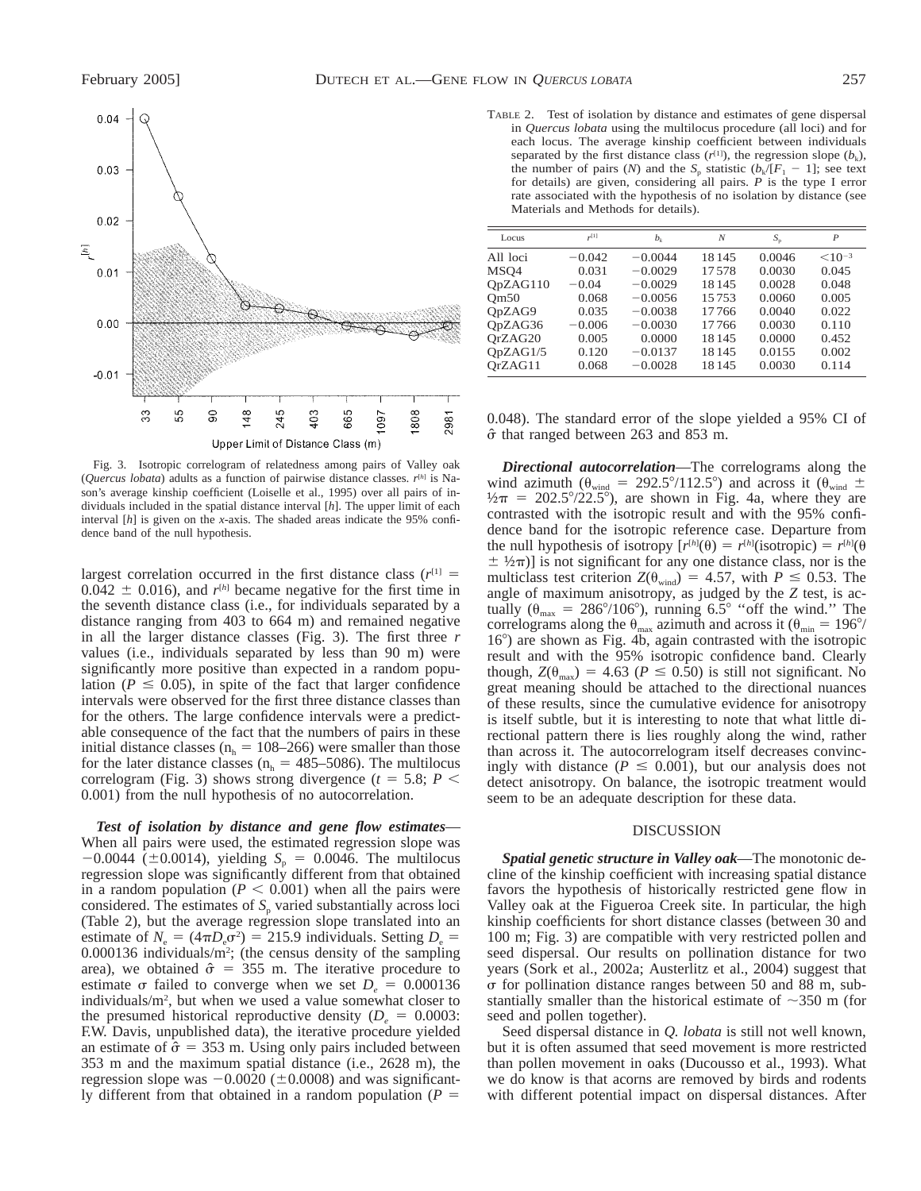Fig. 3. Isotropic correlogram of relatedness among pairs of Valley oak (*Quercus lobata*) adults as a function of pairwise distance classes. $r^{[h]}$ is Nason's average kinship coefficient (Loiselle et al., 1995) over all pairs of individuals included in the spatial distance interval [*h*]. The upper limit of each interval [*h*] is given on the *x*-axis. The shaded areas indicate the 95% confidence band of the null hypothesis.

largest correlation occurred in the first distance class ($r^{[1]} = 0.042 \pm 0.016$), and $r^{[h]}$ became negative for the first time in the seventh distance class (i.e., for individuals separated by a distance ranging from 403 to 664 m) and remained negative in all the larger distance classes (Fig. 3). The first three *r* values (i.e., individuals separated by less than 90 m) were significantly more positive than expected in a random population ($P \leq 0.05$), in spite of the fact that larger confidence intervals were observed for the first three distance classes than for the others. The large confidence intervals were a predictable consequence of the fact that the numbers of pairs in these initial distance classes ($n_h = 108$–266) were smaller than those for the later distance classes ($n_h = 485$–5086). The multilocus correlogram (Fig. 3) shows strong divergence ($t = 5.8$; $P < 0.001$) from the null hypothesis of no autocorrelation.

***Test of isolation by distance and gene flow estimates***—When all pairs were used, the estimated regression slope was $-0.0044$ ($\pm 0.0014$), yielding $S_p = 0.0046$. The multilocus regression slope was significantly different from that obtained in a random population ($P < 0.001$) when all the pairs were considered. The estimates of $S_p$ varied substantially across loci (Table 2), but the average regression slope translated into an estimate of $N_e = (4\pi D_e \sigma^2) = 215.9$ individuals. Setting $D_e = 0.000136$ individuals/m$^2$; (the census density of the sampling area), we obtained $\hat{\sigma} = 355$ m. The iterative procedure to estimate $\sigma$ failed to converge when we set $D_e = 0.000136$ individuals/m$^2$, but when we used a value somewhat closer to the presumed historical reproductive density ($D_e = 0.0003$: F.W. Davis, unpublished data), the iterative procedure yielded an estimate of $\hat{\sigma} = 353$ m. Using only pairs included between 353 m and the maximum spatial distance (i.e., 2628 m), the regression slope was $-0.0020$ ($\pm 0.0008$) and was significantly different from that obtained in a random population ($P = 0.048$). The standard error of the slope yielded a 95% CI of $\hat{\sigma}$ that ranged between 263 and 853 m.

TABLE 2. Test of isolation by distance and estimates of gene dispersal in *Quercus lobata* using the multilocus procedure (all loci) and for each locus. The average kinship coefficient between individuals separated by the first distance class ($r^{[1]}$), the regression slope ($b_k$), the number of pairs (*N*) and the $S_p$ statistic ($b_k/[F_1 - 1]$; see text for details) are given, considering all pairs. *P* is the type I error rate associated with the hypothesis of no isolation by distance (see Materials and Methods for details).

| Locus | $r^{[1]}$ | $b_k$ | *N* | $S_p$ | *P* |
|---|---|---|---|---|---|
| All loci | −0.042 | −0.0044 | 18 145 | 0.0046 | $<10^{-3}$ |
| MSQ4 | 0.031 | −0.0029 | 17 578 | 0.0030 | 0.045 |
| QpZAG110 | −0.04 | −0.0029 | 18 145 | 0.0028 | 0.048 |
| Qm50 | 0.068 | −0.0056 | 15 753 | 0.0060 | 0.005 |
| QpZAG9 | 0.035 | −0.0038 | 17 766 | 0.0040 | 0.022 |
| QpZAG36 | −0.006 | −0.0030 | 17 766 | 0.0030 | 0.110 |
| QrZAG20 | 0.005 | 0.0000 | 18 145 | 0.0000 | 0.452 |
| QpZAG1/5 | 0.120 | −0.0137 | 18 145 | 0.0155 | 0.002 |
| QrZAG11 | 0.068 | −0.0028 | 18 145 | 0.0030 | 0.114 |

***Directional autocorrelation***—The correlograms along the wind azimuth ($\theta_{wind} = 292.5°/112.5°$) and across it ($\theta_{wind} \pm \frac{1}{2}\pi = 202.5°/22.5°$), are shown in Fig. 4a, where they are contrasted with the isotropic result and with the 95% confidence band for the isotropic reference case. Departure from the null hypothesis of isotropy [$r^{[h]}(\theta) = r^{[h]}(\text{isotropic}) = r^{[h]}(\theta \pm \frac{1}{2}\pi)$] is not significant for any one distance class, nor is the multiclass test criterion $Z(\theta_{wind}) = 4.57$, with $P \leq 0.53$. The angle of maximum anisotropy, as judged by the *Z* test, is actually ($\theta_{max} = 286°/106°$), running 6.5° "off the wind." The correlograms along the $\theta_{max}$ azimuth and across it ($\theta_{min} = 196°/16°$) are shown as Fig. 4b, again contrasted with the isotropic result and with the 95% isotropic confidence band. Clearly though, $Z(\theta_{max}) = 4.63$ ($P \leq 0.50$) is still not significant. No great meaning should be attached to the directional nuances of these results, since the cumulative evidence for anisotropy is itself subtle, but it is interesting to note that what little directional pattern there is lies roughly along the wind, rather than across it. The autocorrelogram itself decreases convincingly with distance ($P \leq 0.001$), but our analysis does not detect anisotropy. On balance, the isotropic treatment would seem to be an adequate description for these data.

## DISCUSSION

***Spatial genetic structure in Valley oak***—The monotonic decline of the kinship coefficient with increasing spatial distance favors the hypothesis of historically restricted gene flow in Valley oak at the Figueroa Creek site. In particular, the high kinship coefficients for short distance classes (between 30 and 100 m; Fig. 3) are compatible with very restricted pollen and seed dispersal. Our results on pollination distance for two years (Sork et al., 2002a; Austerlitz et al., 2004) suggest that $\sigma$ for pollination distance ranges between 50 and 88 m, substantially smaller than the historical estimate of ~350 m (for seed and pollen together).

Seed dispersal distance in *Q. lobata* is still not well known, but it is often assumed that seed movement is more restricted than pollen movement in oaks (Ducousso et al., 1993). What we do know is that acorns are removed by birds and rodents with different potential impact on dispersal distances. After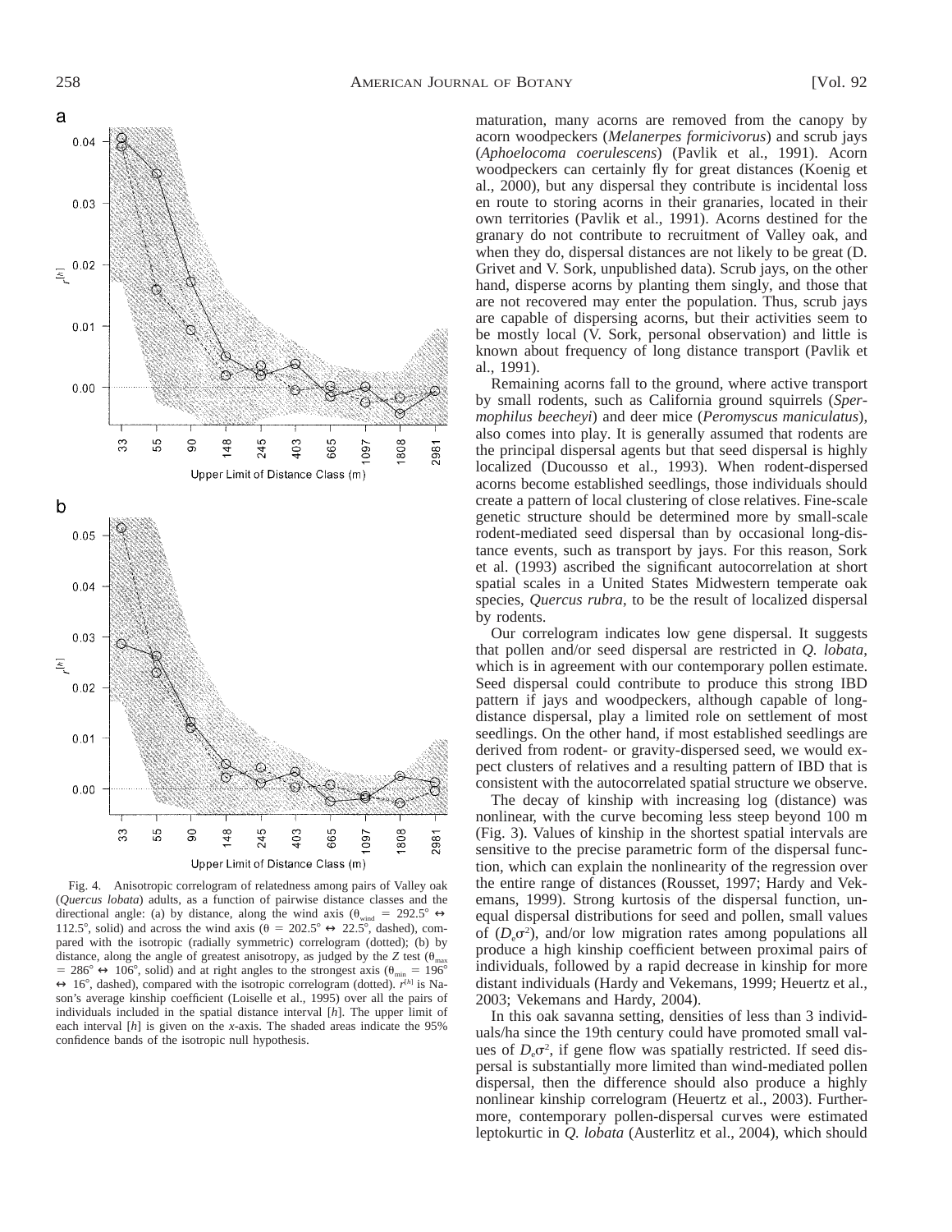Fig. 4. Anisotropic correlogram of relatedness among pairs of Valley oak (*Quercus lobata*) adults, as a function of pairwise distance classes and the directional angle: (a) by distance, along the wind axis ($\theta_{wind}$ = 292.5° ↔ 112.5°, solid) and across the wind axis ($\theta$ = 202.5° ↔ 22.5°, dashed), compared with the isotropic (radially symmetric) correlogram (dotted); (b) by distance, along the angle of greatest anisotropy, as judged by the *Z* test ($\theta_{max}$ = 286° ↔ 106°, solid) and at right angles to the strongest axis ($\theta_{min}$ = 196° ↔ 16°, dashed), compared with the isotropic correlogram (dotted). $r^{[h]}$ is Nason's average kinship coefficient (Loiselle et al., 1995) over all the pairs of individuals included in the spatial distance interval [*h*]. The upper limit of each interval [*h*] is given on the *x*-axis. The shaded areas indicate the 95% confidence bands of the isotropic null hypothesis.

maturation, many acorns are removed from the canopy by acorn woodpeckers (*Melanerpes formicivorus*) and scrub jays (*Aphoelocoma coerulescens*) (Pavlik et al., 1991). Acorn woodpeckers can certainly fly for great distances (Koenig et al., 2000), but any dispersal they contribute is incidental loss en route to storing acorns in their granaries, located in their own territories (Pavlik et al., 1991). Acorns destined for the granary do not contribute to recruitment of Valley oak, and when they do, dispersal distances are not likely to be great (D. Grivet and V. Sork, unpublished data). Scrub jays, on the other hand, disperse acorns by planting them singly, and those that are not recovered may enter the population. Thus, scrub jays are capable of dispersing acorns, but their activities seem to be mostly local (V. Sork, personal observation) and little is known about frequency of long distance transport (Pavlik et al., 1991).

Remaining acorns fall to the ground, where active transport by small rodents, such as California ground squirrels (*Spermophilus beecheyi*) and deer mice (*Peromyscus maniculatus*), also comes into play. It is generally assumed that rodents are the principal dispersal agents but that seed dispersal is highly localized (Ducousso et al., 1993). When rodent-dispersed acorns become established seedlings, those individuals should create a pattern of local clustering of close relatives. Fine-scale genetic structure should be determined more by small-scale rodent-mediated seed dispersal than by occasional long-distance events, such as transport by jays. For this reason, Sork et al. (1993) ascribed the significant autocorrelation at short spatial scales in a United States Midwestern temperate oak species, *Quercus rubra*, to be the result of localized dispersal by rodents.

Our correlogram indicates low gene dispersal. It suggests that pollen and/or seed dispersal are restricted in *Q. lobata*, which is in agreement with our contemporary pollen estimate. Seed dispersal could contribute to produce this strong IBD pattern if jays and woodpeckers, although capable of long-distance dispersal, play a limited role on settlement of most seedlings. On the other hand, if most established seedlings are derived from rodent- or gravity-dispersed seed, we would expect clusters of relatives and a resulting pattern of IBD that is consistent with the autocorrelated spatial structure we observe.

The decay of kinship with increasing log (distance) was nonlinear, with the curve becoming less steep beyond 100 m (Fig. 3). Values of kinship in the shortest spatial intervals are sensitive to the precise parametric form of the dispersal function, which can explain the nonlinearity of the regression over the entire range of distances (Rousset, 1997; Hardy and Vekemans, 1999). Strong kurtosis of the dispersal function, unequal dispersal distributions for seed and pollen, small values of ($D_e\sigma^2$), and/or low migration rates among populations all produce a high kinship coefficient between proximal pairs of individuals, followed by a rapid decrease in kinship for more distant individuals (Hardy and Vekemans, 1999; Heuertz et al., 2003; Vekemans and Hardy, 2004).

In this oak savanna setting, densities of less than 3 individuals/ha since the 19th century could have promoted small values of $D_e\sigma^2$, if gene flow was spatially restricted. If seed dispersal is substantially more limited than wind-mediated pollen dispersal, then the difference should also produce a highly nonlinear kinship correlogram (Heuertz et al., 2003). Furthermore, contemporary pollen-dispersal curves were estimated leptokurtic in *Q. lobata* (Austerlitz et al., 2004), which should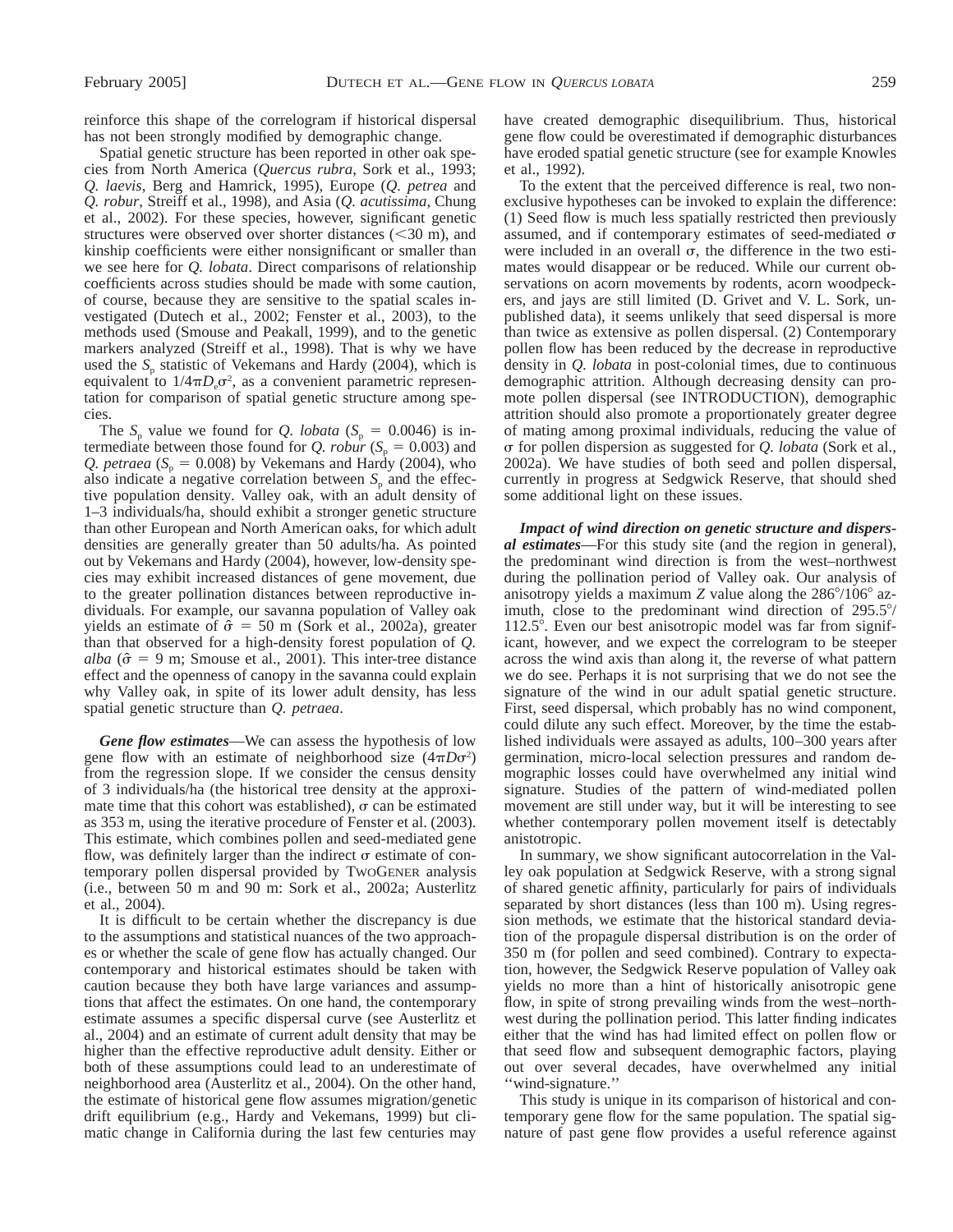reinforce this shape of the correlogram if historical dispersal has not been strongly modified by demographic change.

Spatial genetic structure has been reported in other oak species from North America (*Quercus rubra*, Sork et al., 1993; *Q. laevis*, Berg and Hamrick, 1995), Europe (*Q. petrea* and *Q. robur*, Streiff et al., 1998), and Asia (*Q. acutissima*, Chung et al., 2002). For these species, however, significant genetic structures were observed over shorter distances (<30 m), and kinship coefficients were either nonsignificant or smaller than we see here for *Q. lobata*. Direct comparisons of relationship coefficients across studies should be made with some caution, of course, because they are sensitive to the spatial scales investigated (Dutech et al., 2002; Fenster et al., 2003), to the methods used (Smouse and Peakall, 1999), and to the genetic markers analyzed (Streiff et al., 1998). That is why we have used the $S_p$ statistic of Vekemans and Hardy (2004), which is equivalent to $1/4\pi D_e\sigma^2$, as a convenient parametric representation for comparison of spatial genetic structure among species.

The $S_p$ value we found for *Q. lobata* ($S_p = 0.0046$) is intermediate between those found for *Q. robur* ($S_p = 0.003$) and *Q. petraea* ($S_p = 0.008$) by Vekemans and Hardy (2004), who also indicate a negative correlation between $S_p$ and the effective population density. Valley oak, with an adult density of 1–3 individuals/ha, should exhibit a stronger genetic structure than other European and North American oaks, for which adult densities are generally greater than 50 adults/ha. As pointed out by Vekemans and Hardy (2004), however, low-density species may exhibit increased distances of gene movement, due to the greater pollination distances between reproductive individuals. For example, our savanna population of Valley oak yields an estimate of $\hat{\sigma} = 50$ m (Sork et al., 2002a), greater than that observed for a high-density forest population of *Q. alba* ($\hat{\sigma} = 9$ m; Smouse et al., 2001). This inter-tree distance effect and the openness of canopy in the savanna could explain why Valley oak, in spite of its lower adult density, has less spatial genetic structure than *Q. petraea*.

***Gene flow estimates***—We can assess the hypothesis of low gene flow with an estimate of neighborhood size ($4\pi D\sigma^2$) from the regression slope. If we consider the census density of 3 individuals/ha (the historical tree density at the approximate time that this cohort was established), $\sigma$ can be estimated as 353 m, using the iterative procedure of Fenster et al. (2003). This estimate, which combines pollen and seed-mediated gene flow, was definitely larger than the indirect $\sigma$ estimate of contemporary pollen dispersal provided by TwoGener analysis (i.e., between 50 m and 90 m: Sork et al., 2002a; Austerlitz et al., 2004).

It is difficult to be certain whether the discrepancy is due to the assumptions and statistical nuances of the two approaches or whether the scale of gene flow has actually changed. Our contemporary and historical estimates should be taken with caution because they both have large variances and assumptions that affect the estimates. On one hand, the contemporary estimate assumes a specific dispersal curve (see Austerlitz et al., 2004) and an estimate of current adult density that may be higher than the effective reproductive adult density. Either or both of these assumptions could lead to an underestimate of neighborhood area (Austerlitz et al., 2004). On the other hand, the estimate of historical gene flow assumes migration/genetic drift equilibrium (e.g., Hardy and Vekemans, 1999) but climatic change in California during the last few centuries may have created demographic disequilibrium. Thus, historical gene flow could be overestimated if demographic disturbances have eroded spatial genetic structure (see for example Knowles et al., 1992).

To the extent that the perceived difference is real, two nonexclusive hypotheses can be invoked to explain the difference: (1) Seed flow is much less spatially restricted then previously assumed, and if contemporary estimates of seed-mediated $\sigma$ were included in an overall $\sigma$, the difference in the two estimates would disappear or be reduced. While our current observations on acorn movements by rodents, acorn woodpeckers, and jays are still limited (D. Grivet and V. L. Sork, unpublished data), it seems unlikely that seed dispersal is more than twice as extensive as pollen dispersal. (2) Contemporary pollen flow has been reduced by the decrease in reproductive density in *Q. lobata* in post-colonial times, due to continuous demographic attrition. Although decreasing density can promote pollen dispersal (see INTRODUCTION), demographic attrition should also promote a proportionately greater degree of mating among proximal individuals, reducing the value of $\sigma$ for pollen dispersion as suggested for *Q. lobata* (Sork et al., 2002a). We have studies of both seed and pollen dispersal, currently in progress at Sedgwick Reserve, that should shed some additional light on these issues.

***Impact of wind direction on genetic structure and dispersal estimates***—For this study site (and the region in general), the predominant wind direction is from the west–northwest during the pollination period of Valley oak. Our analysis of anisotropy yields a maximum $Z$ value along the 286°/106° azimuth, close to the predominant wind direction of 295.5°/112.5°. Even our best anisotropic model was far from significant, however, and we expect the correlogram to be steeper across the wind axis than along it, the reverse of what pattern we do see. Perhaps it is not surprising that we do not see the signature of the wind in our adult spatial genetic structure. First, seed dispersal, which probably has no wind component, could dilute any such effect. Moreover, by the time the established individuals were assayed as adults, 100–300 years after germination, micro-local selection pressures and random demographic losses could have overwhelmed any initial wind signature. Studies of the pattern of wind-mediated pollen movement are still under way, but it will be interesting to see whether contemporary pollen movement itself is detectably anistotropic.

In summary, we show significant autocorrelation in the Valley oak population at Sedgwick Reserve, with a strong signal of shared genetic affinity, particularly for pairs of individuals separated by short distances (less than 100 m). Using regression methods, we estimate that the historical standard deviation of the propagule dispersal distribution is on the order of 350 m (for pollen and seed combined). Contrary to expectation, however, the Sedgwick Reserve population of Valley oak yields no more than a hint of historically anisotropic gene flow, in spite of strong prevailing winds from the west–northwest during the pollination period. This latter finding indicates either that the wind has had limited effect on pollen flow or that seed flow and subsequent demographic factors, playing out over several decades, have overwhelmed any initial "wind-signature."

This study is unique in its comparison of historical and contemporary gene flow for the same population. The spatial signature of past gene flow provides a useful reference against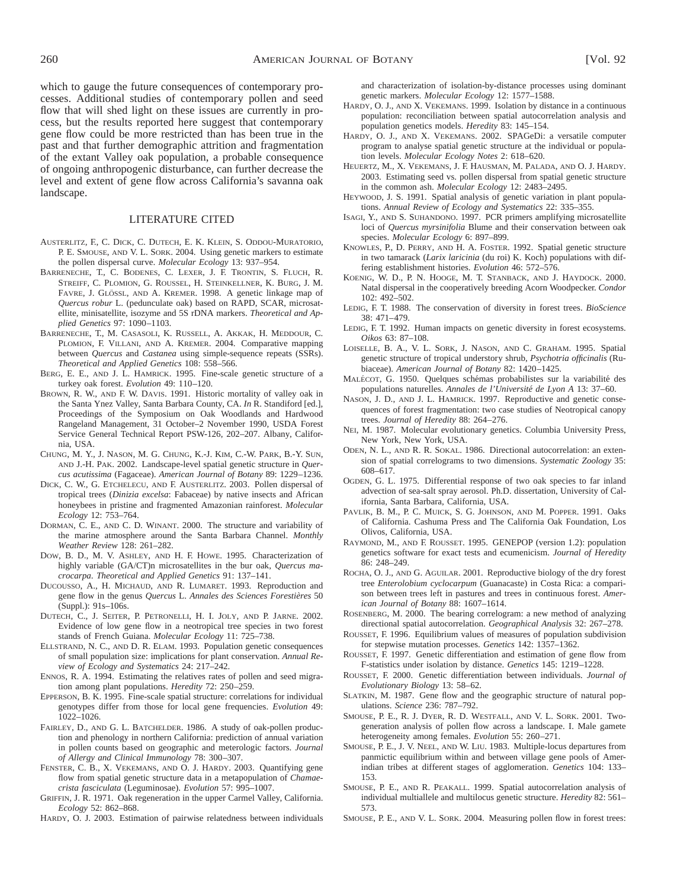which to gauge the future consequences of contemporary processes. Additional studies of contemporary pollen and seed flow that will shed light on these issues are currently in process, but the results reported here suggest that contemporary gene flow could be more restricted than has been true in the past and that further demographic attrition and fragmentation of the extant Valley oak population, a probable consequence of ongoing anthropogenic disturbance, can further decrease the level and extent of gene flow across California's savanna oak landscape.

## LITERATURE CITED

Austerlitz, F., C. Dick, C. Dutech, E. K. Klein, S. Oddou-Muratorio, P. E. Smouse, and V. L. Sork. 2004. Using genetic markers to estimate the pollen dispersal curve. *Molecular Ecology* 13: 937–954.

Barreneche, T., C. Bodenes, C. Lexer, J. F. Trontin, S. Fluch, R. Streiff, C. Plomion, G. Roussel, H. Steinkellner, K. Burg, J. M. Favre, J. Glössl, and A. Kremer. 1998. A genetic linkage map of *Quercus robur* L. (pedunculate oak) based on RAPD, SCAR, microsatellite, minisatellite, isozyme and 5S rDNA markers. *Theoretical and Applied Genetics* 97: 1090–1103.

Barreneche, T., M. Casasoli, K. Russell, A. Akkak, H. Meddour, C. Plomion, F. Villani, and A. Kremer. 2004. Comparative mapping between *Quercus* and *Castanea* using simple-sequence repeats (SSRs). *Theoretical and Applied Genetics* 108: 558–566.

Berg, E. E., and J. L. Hamrick. 1995. Fine-scale genetic structure of a turkey oak forest. *Evolution* 49: 110–120.

Brown, R. W., and F. W. Davis. 1991. Historic mortality of valley oak in the Santa Ynez Valley, Santa Barbara County, CA. *In* R. Standiford [ed.], Proceedings of the Symposium on Oak Woodlands and Hardwood Rangeland Management, 31 October–2 November 1990, USDA Forest Service General Technical Report PSW-126, 202–207. Albany, California, USA.

Chung, M. Y., J. Nason, M. G. Chung, K.-J. Kim, C.-W. Park, B.-Y. Sun, and J.-H. Pak. 2002. Landscape-level spatial genetic structure in *Quercus acutissima* (Fagaceae). *American Journal of Botany* 89: 1229–1236.

Dick, C. W., G. Etchelecu, and F. Austerlitz. 2003. Pollen dispersal of tropical trees (*Dinizia excelsa*: Fabaceae) by native insects and African honeybees in pristine and fragmented Amazonian rainforest. *Molecular Ecology* 12: 753–764.

Dorman, C. E., and C. D. Winant. 2000. The structure and variability of the marine atmosphere around the Santa Barbara Channel. *Monthly Weather Review* 128: 261–282.

Dow, B. D., M. V. Ashley, and H. F. Howe. 1995. Characterization of highly variable (GA/CT)n microsatellites in the bur oak, *Quercus macrocarpa*. *Theoretical and Applied Genetics* 91: 137–141.

Ducousso, A., H. Michaud, and R. Lumaret. 1993. Reproduction and gene flow in the genus *Quercus* L. *Annales des Sciences Forestières* 50 (Suppl.): 91s–106s.

Dutech, C., J. Seiter, P. Petronelli, H. I. Joly, and P. Jarne. 2002. Evidence of low gene flow in a neotropical tree species in two forest stands of French Guiana. *Molecular Ecology* 11: 725–738.

Ellstrand, N. C., and D. R. Elam. 1993. Population genetic consequences of small population size: implications for plant conservation. *Annual Review of Ecology and Systematics* 24: 217–242.

Ennos, R. A. 1994. Estimating the relatives rates of pollen and seed migration among plant populations. *Heredity* 72: 250–259.

Epperson, B. K. 1995. Fine-scale spatial structure: correlations for individual genotypes differ from those for local gene frequencies. *Evolution* 49: 1022–1026.

Fairley, D., and G. L. Batchelder. 1986. A study of oak-pollen production and phenology in northern California: prediction of annual variation in pollen counts based on geographic and meterologic factors. *Journal of Allergy and Clinical Immunology* 78: 300–307.

Fenster, C. B., X. Vekemans, and O. J. Hardy. 2003. Quantifying gene flow from spatial genetic structure data in a metapopulation of *Chamaecrista fasciculata* (Leguminosae). *Evolution* 57: 995–1007.

Griffin, J. R. 1971. Oak regeneration in the upper Carmel Valley, California. *Ecology* 52: 862–868.

Hardy, O. J. 2003. Estimation of pairwise relatedness between individuals and characterization of isolation-by-distance processes using dominant genetic markers. *Molecular Ecology* 12: 1577–1588.

Hardy, O. J., and X. Vekemans. 1999. Isolation by distance in a continuous population: reconciliation between spatial autocorrelation analysis and population genetics models. *Heredity* 83: 145–154.

Hardy, O. J., and X. Vekemans. 2002. SPAGeDi: a versatile computer program to analyse spatial genetic structure at the individual or population levels. *Molecular Ecology Notes* 2: 618–620.

Heuertz, M., X. Vekemans, J. F. Hausman, M. Palada, and O. J. Hardy. 2003. Estimating seed vs. pollen dispersal from spatial genetic structure in the common ash. *Molecular Ecology* 12: 2483–2495.

Heywood, J. S. 1991. Spatial analysis of genetic variation in plant populations. *Annual Review of Ecology and Systematics* 22: 335–355.

Isagi, Y., and S. Suhandono. 1997. PCR primers amplifying microsatellite loci of *Quercus myrsinifolia* Blume and their conservation between oak species. *Molecular Ecology* 6: 897–899.

Knowles, P., D. Perry, and H. A. Foster. 1992. Spatial genetic structure in two tamarack (*Larix laricinia* (du roi) K. Koch) populations with differing establishment histories. *Evolution* 46: 572–576.

Koenig, W. D., P. N. Hooge, M. T. Stanback, and J. Haydock. 2000. Natal dispersal in the cooperatively breeding Acorn Woodpecker. *Condor* 102: 492–502.

Ledig, F. T. 1988. The conservation of diversity in forest trees. *BioScience* 38: 471–479.

Ledig, F. T. 1992. Human impacts on genetic diversity in forest ecosystems. *Oikos* 63: 87–108.

Loiselle, B. A., V. L. Sork, J. Nason, and C. Graham. 1995. Spatial genetic structure of tropical understory shrub, *Psychotria officinalis* (Rubiaceae). *American Journal of Botany* 82: 1420–1425.

Malécot, G. 1950. Quelques schémas probabilistes sur la variabilité des populations naturelles. *Annales de l'Université de Lyon A* 13: 37–60.

Nason, J. D., and J. L. Hamrick. 1997. Reproductive and genetic consequences of forest fragmentation: two case studies of Neotropical canopy trees. *Journal of Heredity* 88: 264–276.

Nei, M. 1987. Molecular evolutionary genetics. Columbia University Press, New York, New York, USA.

Oden, N. L., and R. R. Sokal. 1986. Directional autocorrelation: an extension of spatial correlograms to two dimensions. *Systematic Zoology* 35: 608–617.

Ogden, G. L. 1975. Differential response of two oak species to far inland advection of sea-salt spray aerosol. Ph.D. dissertation, University of California, Santa Barbara, California, USA.

Pavlik, B. M., P. C. Muick, S. G. Johnson, and M. Popper. 1991. Oaks of California. Cashuma Press and The California Oak Foundation, Los Olivos, California, USA.

Raymond, M., and F. Rousset. 1995. GENEPOP (version 1.2): population genetics software for exact tests and ecumenicism. *Journal of Heredity* 86: 248–249.

Rocha, O. J., and G. Aguilar. 2001. Reproductive biology of the dry forest tree *Enterolobium cyclocarpum* (Guanacaste) in Costa Rica: a comparison between trees left in pastures and trees in continuous forest. *American Journal of Botany* 88: 1607–1614.

Rosenberg, M. 2000. The bearing correlogram: a new method of analyzing directional spatial autocorrelation. *Geographical Analysis* 32: 267–278.

Rousset, F. 1996. Equilibrium values of measures of population subdivision for stepwise mutation processes. *Genetics* 142: 1357–1362.

Rousset, F. 1997. Genetic differentiation and estimation of gene flow from F-statistics under isolation by distance. *Genetics* 145: 1219–1228.

Rousset, F. 2000. Genetic differentiation between individuals. *Journal of Evolutionary Biology* 13: 58–62.

Slatkin, M. 1987. Gene flow and the geographic structure of natural populations. *Science* 236: 787–792.

Smouse, P. E., R. J. Dyer, R. D. Westfall, and V. L. Sork. 2001. Two-generation analysis of pollen flow across a landscape. I. Male gamete heterogeneity among females. *Evolution* 55: 260–271.

Smouse, P. E., J. V. Neel, and W. Liu. 1983. Multiple-locus departures from panmictic equilibrium within and between village gene pools of Amerindian tribes at different stages of agglomeration. *Genetics* 104: 133–153.

Smouse, P. E., and R. Peakall. 1999. Spatial autocorrelation analysis of individual multiallele and multilocus genetic structure. *Heredity* 82: 561–573.

Smouse, P. E., and V. L. Sork. 2004. Measuring pollen flow in forest trees: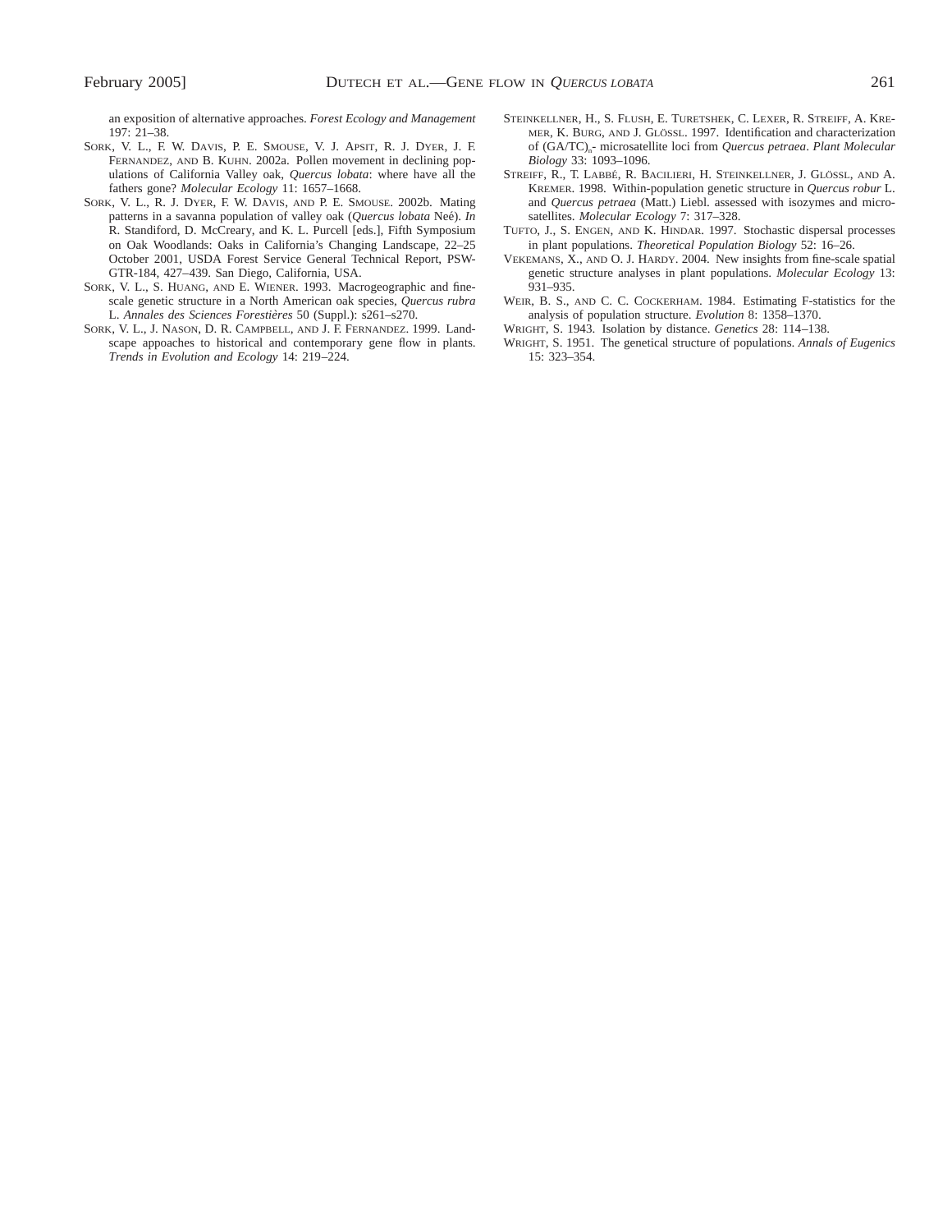an exposition of alternative approaches. *Forest Ecology and Management* 197: 21–38.

SORK, V. L., F. W. DAVIS, P. E. SMOUSE, V. J. APSIT, R. J. DYER, J. F. FERNANDEZ, AND B. KUHN. 2002a. Pollen movement in declining populations of California Valley oak, *Quercus lobata*: where have all the fathers gone? *Molecular Ecology* 11: 1657–1668.

SORK, V. L., R. J. DYER, F. W. DAVIS, AND P. E. SMOUSE. 2002b. Mating patterns in a savanna population of valley oak (*Quercus lobata* Neé). *In* R. Standiford, D. McCreary, and K. L. Purcell [eds.], Fifth Symposium on Oak Woodlands: Oaks in California's Changing Landscape, 22–25 October 2001, USDA Forest Service General Technical Report, PSW-GTR-184, 427–439. San Diego, California, USA.

SORK, V. L., S. HUANG, AND E. WIENER. 1993. Macrogeographic and fine-scale genetic structure in a North American oak species, *Quercus rubra* L. *Annales des Sciences Forestières* 50 (Suppl.): s261–s270.

SORK, V. L., J. NASON, D. R. CAMPBELL, AND J. F. FERNANDEZ. 1999. Landscape appoaches to historical and contemporary gene flow in plants. *Trends in Evolution and Ecology* 14: 219–224.

STEINKELLNER, H., S. FLUSH, E. TURETSHEK, C. LEXER, R. STREIFF, A. KREMER, K. BURG, AND J. GLÖSSL. 1997. Identification and characterization of $(GA/TC)_n$- microsatellite loci from *Quercus petraea*. *Plant Molecular Biology* 33: 1093–1096.

STREIFF, R., T. LABBÉ, R. BACILIERI, H. STEINKELLNER, J. GLÖSSL, AND A. KREMER. 1998. Within-population genetic structure in *Quercus robur* L. and *Quercus petraea* (Matt.) Liebl. assessed with isozymes and microsatellites. *Molecular Ecology* 7: 317–328.

TUFTO, J., S. ENGEN, AND K. HINDAR. 1997. Stochastic dispersal processes in plant populations. *Theoretical Population Biology* 52: 16–26.

VEKEMANS, X., AND O. J. HARDY. 2004. New insights from fine-scale spatial genetic structure analyses in plant populations. *Molecular Ecology* 13: 931–935.

WEIR, B. S., AND C. C. COCKERHAM. 1984. Estimating F-statistics for the analysis of population structure. *Evolution* 8: 1358–1370.

WRIGHT, S. 1943. Isolation by distance. *Genetics* 28: 114–138.

WRIGHT, S. 1951. The genetical structure of populations. *Annals of Eugenics* 15: 323–354.